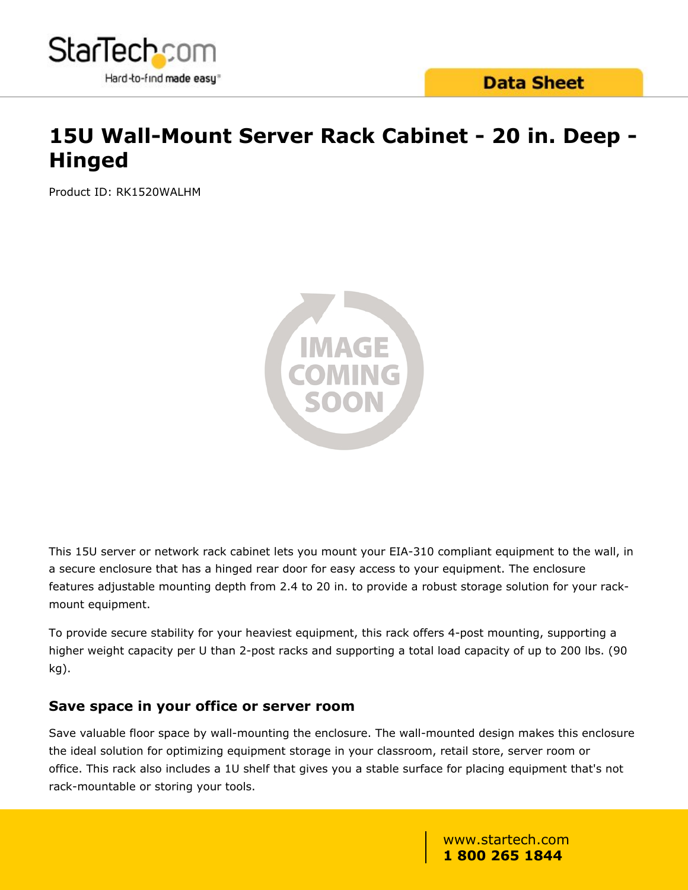# 15U Wall-Mount Server Rack Cabinet - 20 in. Deep - Hinged

Product ID: RK1520WALHM

This 15U server or network rack cabinet lets you mount your EIA-310 compliant equipment to the wall, in a secure enclosure that has a hinged rear door for easy access to your equipment. The enclosure features adjustable mounting depth from 2.4 to 20 in. to provide a robust storage solution for your rack-mount equipment.

To provide secure stability for your heaviest equipment, this rack offers 4-post mounting, supporting a higher weight capacity per U than 2-post racks and supporting a total load capacity of up to 200 lbs. (90 kg).

## Save space in your office or server room

Save valuable floor space by wall-mounting the enclosure. The wall-mounted design makes this enclosure the ideal solution for optimizing equipment storage in your classroom, retail store, server room or office. This rack also includes a 1U shelf that gives you a stable surface for placing equipment that's not rack-mountable or storing your tools.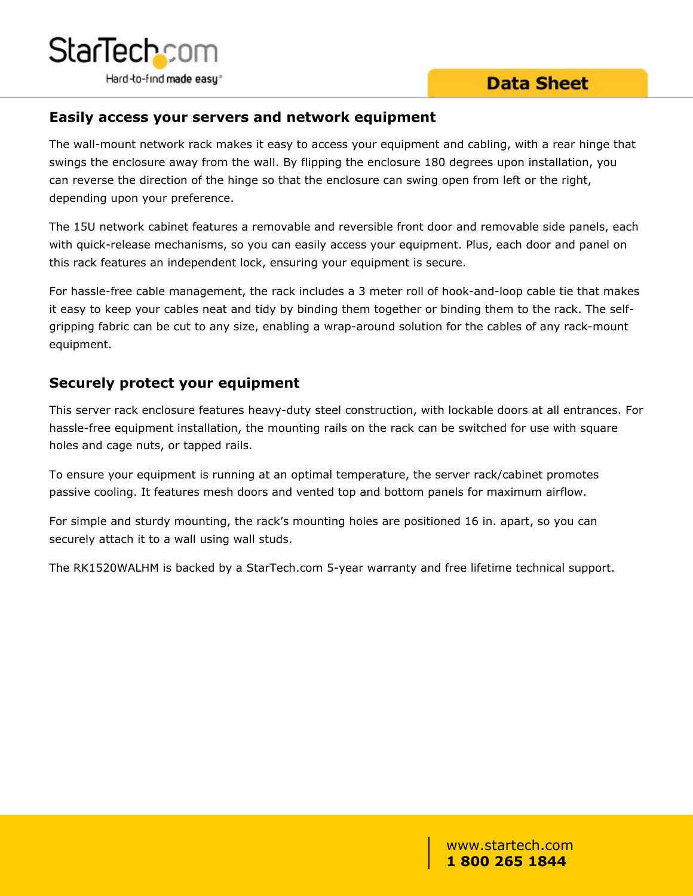## Easily access your servers and network equipment

The wall-mount network rack makes it easy to access your equipment and cabling, with a rear hinge that swings the enclosure away from the wall. By flipping the enclosure 180 degrees upon installation, you can reverse the direction of the hinge so that the enclosure can swing open from left or the right, depending upon your preference.

The 15U network cabinet features a removable and reversible front door and removable side panels, each with quick-release mechanisms, so you can easily access your equipment. Plus, each door and panel on this rack features an independent lock, ensuring your equipment is secure.

For hassle-free cable management, the rack includes a 3 meter roll of hook-and-loop cable tie that makes it easy to keep your cables neat and tidy by binding them together or binding them to the rack. The self-gripping fabric can be cut to any size, enabling a wrap-around solution for the cables of any rack-mount equipment.

## Securely protect your equipment

This server rack enclosure features heavy-duty steel construction, with lockable doors at all entrances. For hassle-free equipment installation, the mounting rails on the rack can be switched for use with square holes and cage nuts, or tapped rails.

To ensure your equipment is running at an optimal temperature, the server rack/cabinet promotes passive cooling. It features mesh doors and vented top and bottom panels for maximum airflow.

For simple and sturdy mounting, the rack's mounting holes are positioned 16 in. apart, so you can securely attach it to a wall using wall studs.

The RK1520WALHM is backed by a StarTech.com 5-year warranty and free lifetime technical support.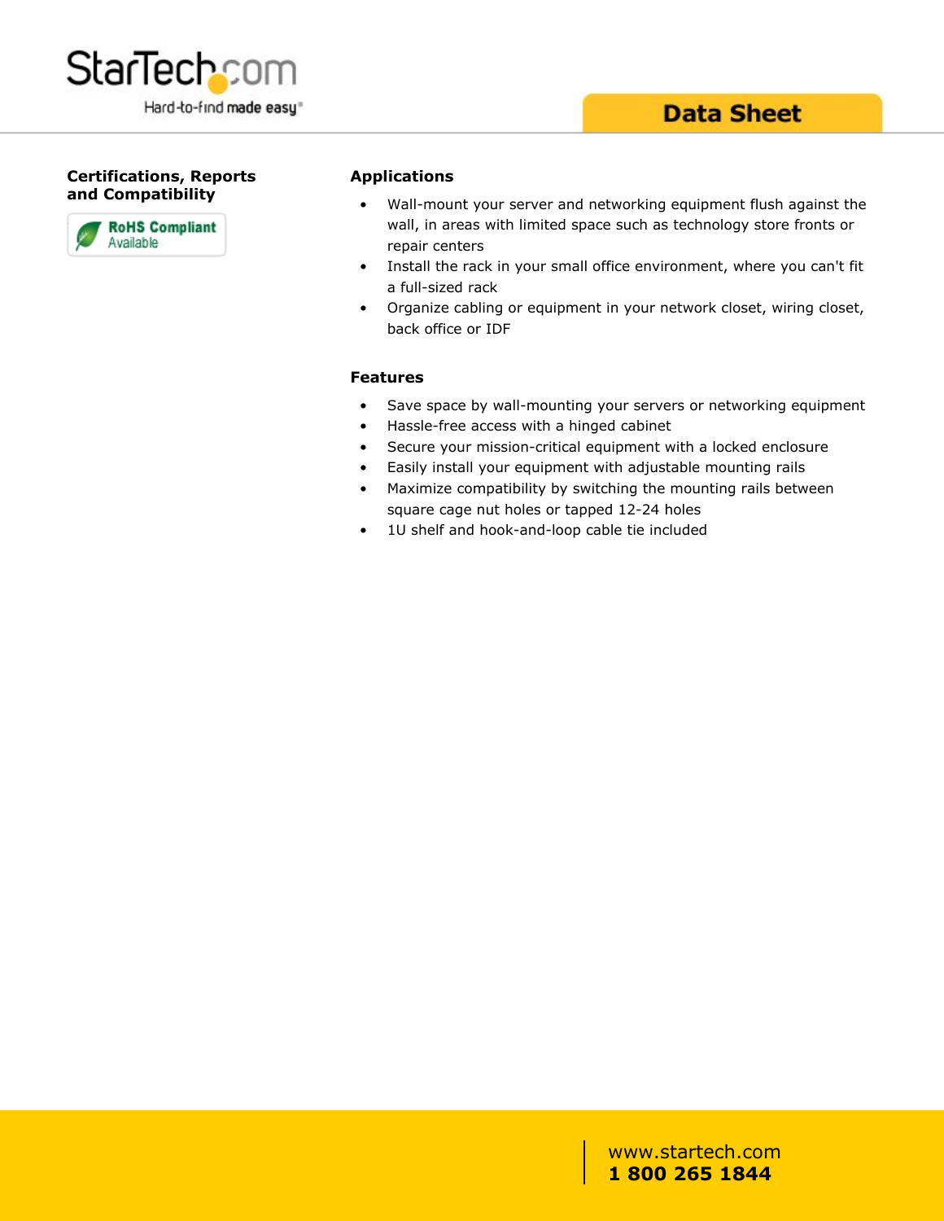## Certifications, Reports and Compatibility

RoHS Compliant Available

## Applications

- Wall-mount your server and networking equipment flush against the wall, in areas with limited space such as technology store fronts or repair centers
- Install the rack in your small office environment, where you can't fit a full-sized rack
- Organize cabling or equipment in your network closet, wiring closet, back office or IDF

## Features

- Save space by wall-mounting your servers or networking equipment
- Hassle-free access with a hinged cabinet
- Secure your mission-critical equipment with a locked enclosure
- Easily install your equipment with adjustable mounting rails
- Maximize compatibility by switching the mounting rails between square cage nut holes or tapped 12-24 holes
- 1U shelf and hook-and-loop cable tie included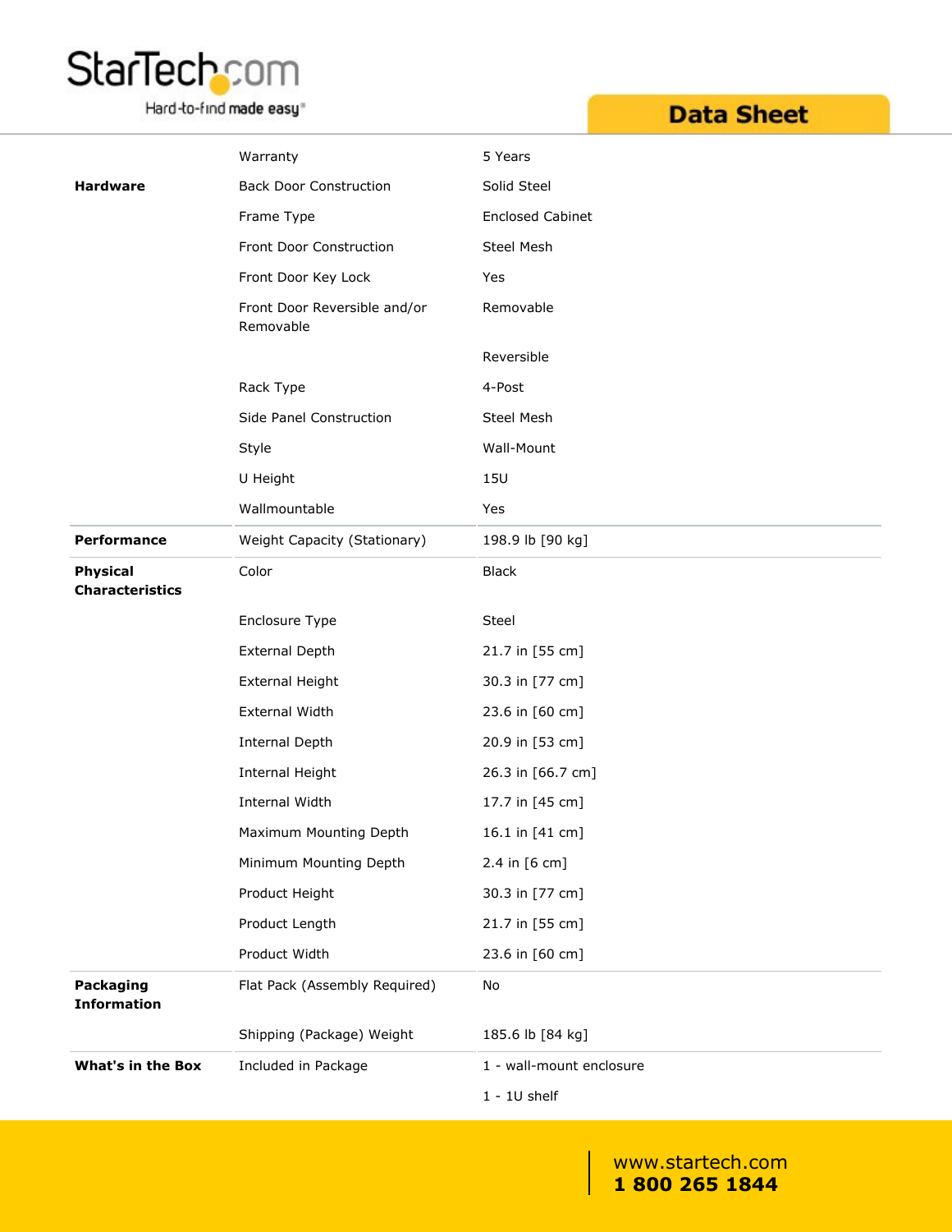| | | |
|---|---|---|
| | Warranty | 5 Years |
| **Hardware** | Back Door Construction | Solid Steel |
| | Frame Type | Enclosed Cabinet |
| | Front Door Construction | Steel Mesh |
| | Front Door Key Lock | Yes |
| | Front Door Reversible and/or Removable | Removable |
| | | Reversible |
| | Rack Type | 4-Post |
| | Side Panel Construction | Steel Mesh |
| | Style | Wall-Mount |
| | U Height | 15U |
| | Wallmountable | Yes |
| **Performance** | Weight Capacity (Stationary) | 198.9 lb [90 kg] |
| **Physical Characteristics** | Color | Black |
| | Enclosure Type | Steel |
| | External Depth | 21.7 in [55 cm] |
| | External Height | 30.3 in [77 cm] |
| | External Width | 23.6 in [60 cm] |
| | Internal Depth | 20.9 in [53 cm] |
| | Internal Height | 26.3 in [66.7 cm] |
| | Internal Width | 17.7 in [45 cm] |
| | Maximum Mounting Depth | 16.1 in [41 cm] |
| | Minimum Mounting Depth | 2.4 in [6 cm] |
| | Product Height | 30.3 in [77 cm] |
| | Product Length | 21.7 in [55 cm] |
| | Product Width | 23.6 in [60 cm] |
| **Packaging Information** | Flat Pack (Assembly Required) | No |
| | Shipping (Package) Weight | 185.6 lb [84 kg] |
| **What's in the Box** | Included in Package | 1 - wall-mount enclosure |
| | | 1 - 1U shelf |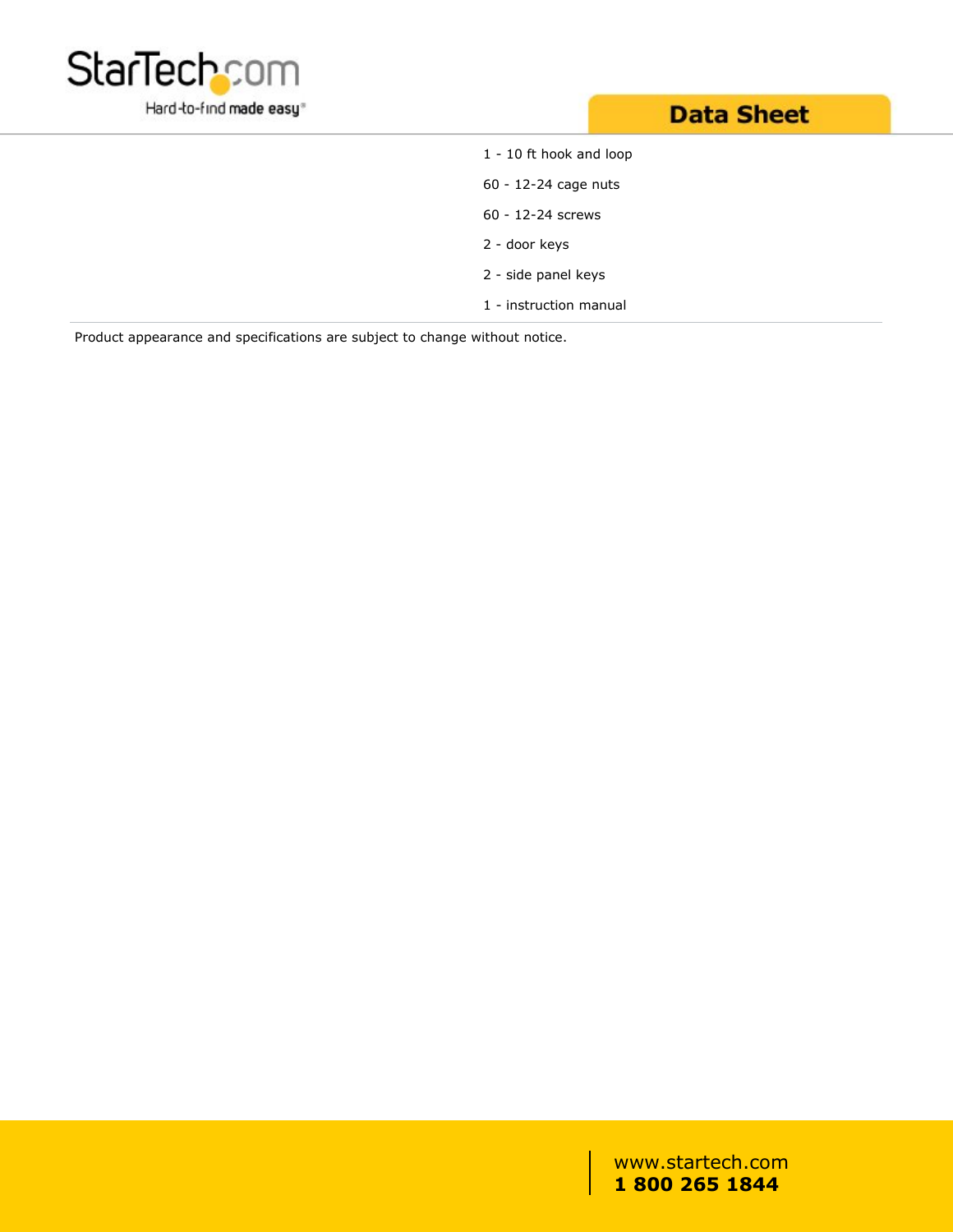1 - 10 ft hook and loop

60 - 12-24 cage nuts

60 - 12-24 screws

2 - door keys

2 - side panel keys

1 - instruction manual

Product appearance and specifications are subject to change without notice.